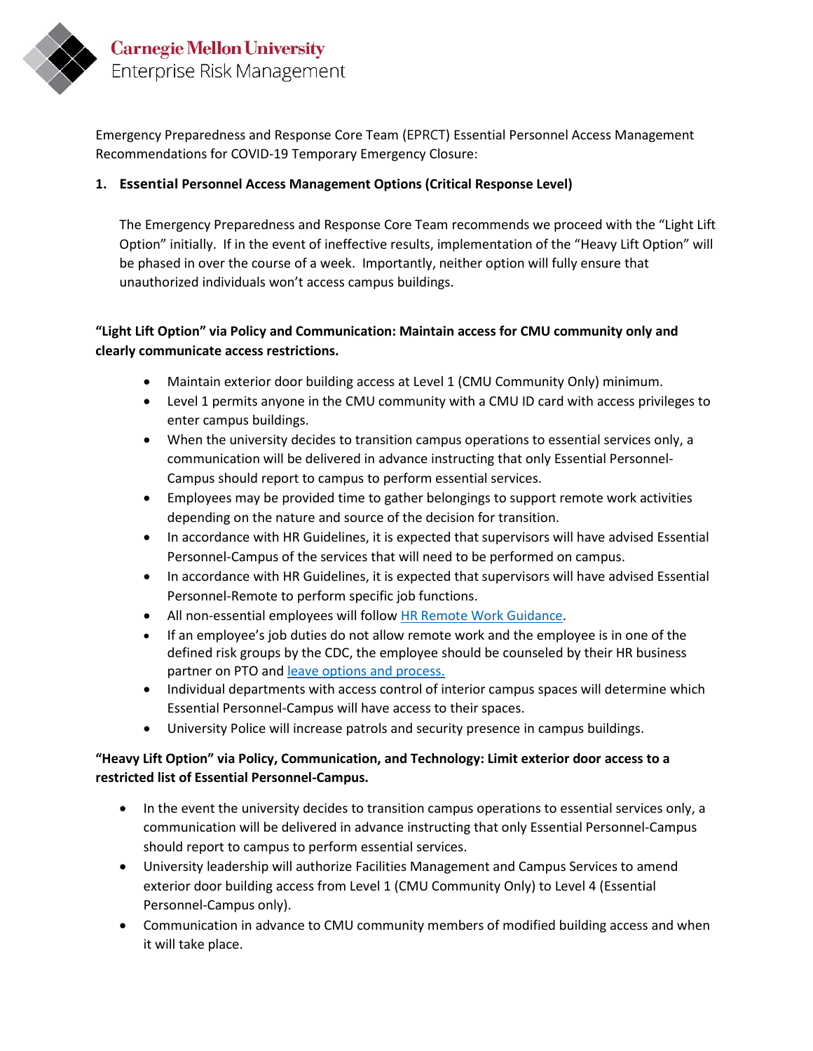Carnegie Mellon University
Enterprise Risk Management

Emergency Preparedness and Response Core Team (EPRCT) Essential Personnel Access Management Recommendations for COVID-19 Temporary Emergency Closure:

## 1. Essential Personnel Access Management Options (Critical Response Level)

The Emergency Preparedness and Response Core Team recommends we proceed with the "Light Lift Option" initially. If in the event of ineffective results, implementation of the "Heavy Lift Option" will be phased in over the course of a week. Importantly, neither option will fully ensure that unauthorized individuals won't access campus buildings.

**"Light Lift Option" via Policy and Communication: Maintain access for CMU community only and clearly communicate access restrictions.**

- Maintain exterior door building access at Level 1 (CMU Community Only) minimum.
- Level 1 permits anyone in the CMU community with a CMU ID card with access privileges to enter campus buildings.
- When the university decides to transition campus operations to essential services only, a communication will be delivered in advance instructing that only Essential Personnel-Campus should report to campus to perform essential services.
- Employees may be provided time to gather belongings to support remote work activities depending on the nature and source of the decision for transition.
- In accordance with HR Guidelines, it is expected that supervisors will have advised Essential Personnel-Campus of the services that will need to be performed on campus.
- In accordance with HR Guidelines, it is expected that supervisors will have advised Essential Personnel-Remote to perform specific job functions.
- All non-essential employees will follow HR Remote Work Guidance.
- If an employee's job duties do not allow remote work and the employee is in one of the defined risk groups by the CDC, the employee should be counseled by their HR business partner on PTO and leave options and process.
- Individual departments with access control of interior campus spaces will determine which Essential Personnel-Campus will have access to their spaces.
- University Police will increase patrols and security presence in campus buildings.

**"Heavy Lift Option" via Policy, Communication, and Technology: Limit exterior door access to a restricted list of Essential Personnel-Campus.**

- In the event the university decides to transition campus operations to essential services only, a communication will be delivered in advance instructing that only Essential Personnel-Campus should report to campus to perform essential services.
- University leadership will authorize Facilities Management and Campus Services to amend exterior door building access from Level 1 (CMU Community Only) to Level 4 (Essential Personnel-Campus only).
- Communication in advance to CMU community members of modified building access and when it will take place.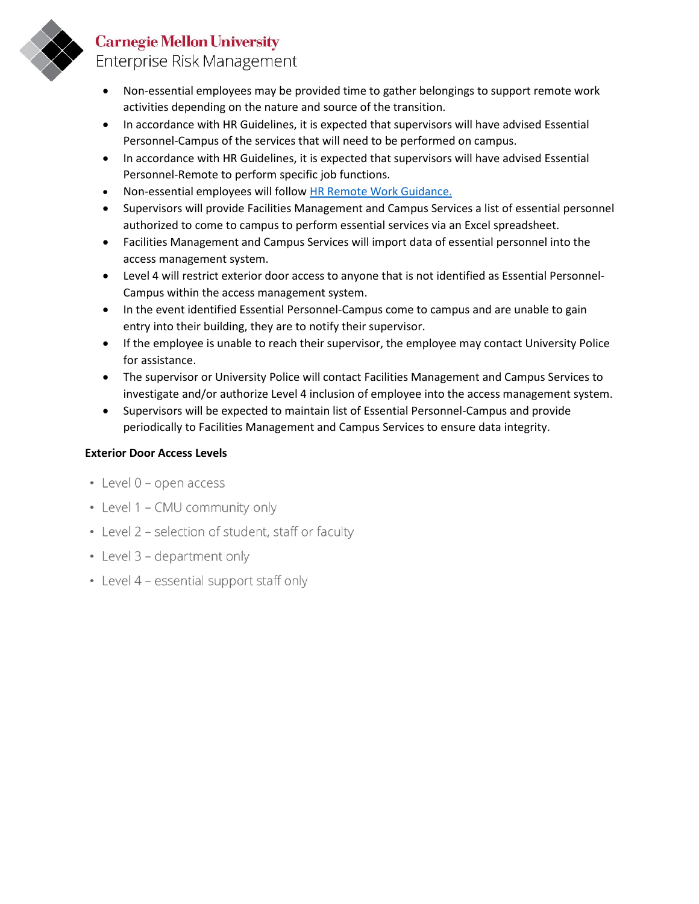- Non-essential employees may be provided time to gather belongings to support remote work activities depending on the nature and source of the transition.
- In accordance with HR Guidelines, it is expected that supervisors will have advised Essential Personnel-Campus of the services that will need to be performed on campus.
- In accordance with HR Guidelines, it is expected that supervisors will have advised Essential Personnel-Remote to perform specific job functions.
- Non-essential employees will follow [HR Remote Work Guidance.]()
- Supervisors will provide Facilities Management and Campus Services a list of essential personnel authorized to come to campus to perform essential services via an Excel spreadsheet.
- Facilities Management and Campus Services will import data of essential personnel into the access management system.
- Level 4 will restrict exterior door access to anyone that is not identified as Essential Personnel-Campus within the access management system.
- In the event identified Essential Personnel-Campus come to campus and are unable to gain entry into their building, they are to notify their supervisor.
- If the employee is unable to reach their supervisor, the employee may contact University Police for assistance.
- The supervisor or University Police will contact Facilities Management and Campus Services to investigate and/or authorize Level 4 inclusion of employee into the access management system.
- Supervisors will be expected to maintain list of Essential Personnel-Campus and provide periodically to Facilities Management and Campus Services to ensure data integrity.

**Exterior Door Access Levels**

- Level 0 – open access
- Level 1 – CMU community only
- Level 2 – selection of student, staff or faculty
- Level 3 – department only
- Level 4 – essential support staff only